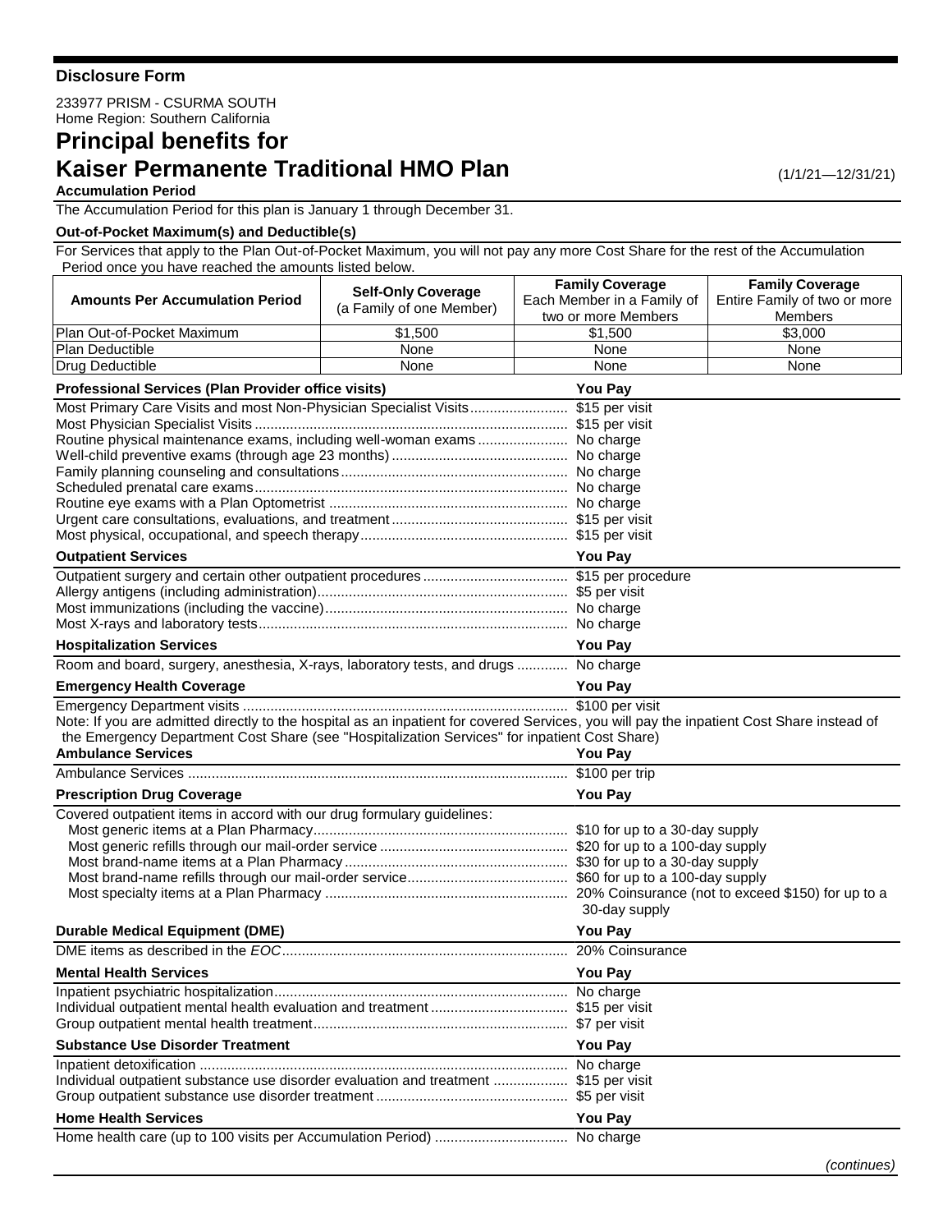**Disclosure Form**

233977 PRISM - CSURMA SOUTH
Home Region: Southern California

# Principal benefits for Kaiser Permanente Traditional HMO Plan

(1/1/21—12/31/21)

**Accumulation Period**

The Accumulation Period for this plan is January 1 through December 31.

**Out-of-Pocket Maximum(s) and Deductible(s)**

For Services that apply to the Plan Out-of-Pocket Maximum, you will not pay any more Cost Share for the rest of the Accumulation Period once you have reached the amounts listed below.

| Amounts Per Accumulation Period | Self-Only Coverage (a Family of one Member) | Family Coverage Each Member in a Family of two or more Members | Family Coverage Entire Family of two or more Members |
|---|---|---|---|
| Plan Out-of-Pocket Maximum | $1,500 | $1,500 | $3,000 |
| Plan Deductible | None | None | None |
| Drug Deductible | None | None | None |

| Professional Services (Plan Provider office visits) | You Pay |
|---|---|
| Most Primary Care Visits and most Non-Physician Specialist Visits | $15 per visit |
| Most Physician Specialist Visits | $15 per visit |
| Routine physical maintenance exams, including well-woman exams | No charge |
| Well-child preventive exams (through age 23 months) | No charge |
| Family planning counseling and consultations | No charge |
| Scheduled prenatal care exams | No charge |
| Routine eye exams with a Plan Optometrist | No charge |
| Urgent care consultations, evaluations, and treatment | $15 per visit |
| Most physical, occupational, and speech therapy | $15 per visit |

| Outpatient Services | You Pay |
|---|---|
| Outpatient surgery and certain other outpatient procedures | $15 per procedure |
| Allergy antigens (including administration) | $5 per visit |
| Most immunizations (including the vaccine) | No charge |
| Most X-rays and laboratory tests | No charge |

| Hospitalization Services | You Pay |
|---|---|
| Room and board, surgery, anesthesia, X-rays, laboratory tests, and drugs | No charge |

| Emergency Health Coverage | You Pay |
|---|---|
| Emergency Department visits | $100 per visit |

Note: If you are admitted directly to the hospital as an inpatient for covered Services, you will pay the inpatient Cost Share instead of the Emergency Department Cost Share (see "Hospitalization Services" for inpatient Cost Share)

| Ambulance Services | You Pay |
|---|---|
| Ambulance Services | $100 per trip |

| Prescription Drug Coverage | You Pay |
|---|---|
| Covered outpatient items in accord with our drug formulary guidelines: | |
| Most generic items at a Plan Pharmacy | $10 for up to a 30-day supply |
| Most generic refills through our mail-order service | $20 for up to a 100-day supply |
| Most brand-name items at a Plan Pharmacy | $30 for up to a 30-day supply |
| Most brand-name refills through our mail-order service | $60 for up to a 100-day supply |
| Most specialty items at a Plan Pharmacy | 20% Coinsurance (not to exceed $150) for up to a 30-day supply |

| Durable Medical Equipment (DME) | You Pay |
|---|---|
| DME items as described in the *EOC* | 20% Coinsurance |

| Mental Health Services | You Pay |
|---|---|
| Inpatient psychiatric hospitalization | No charge |
| Individual outpatient mental health evaluation and treatment | $15 per visit |
| Group outpatient mental health treatment | $7 per visit |

| Substance Use Disorder Treatment | You Pay |
|---|---|
| Inpatient detoxification | No charge |
| Individual outpatient substance use disorder evaluation and treatment | $15 per visit |
| Group outpatient substance use disorder treatment | $5 per visit |

| Home Health Services | You Pay |
|---|---|
| Home health care (up to 100 visits per Accumulation Period) | No charge |

*(continues)*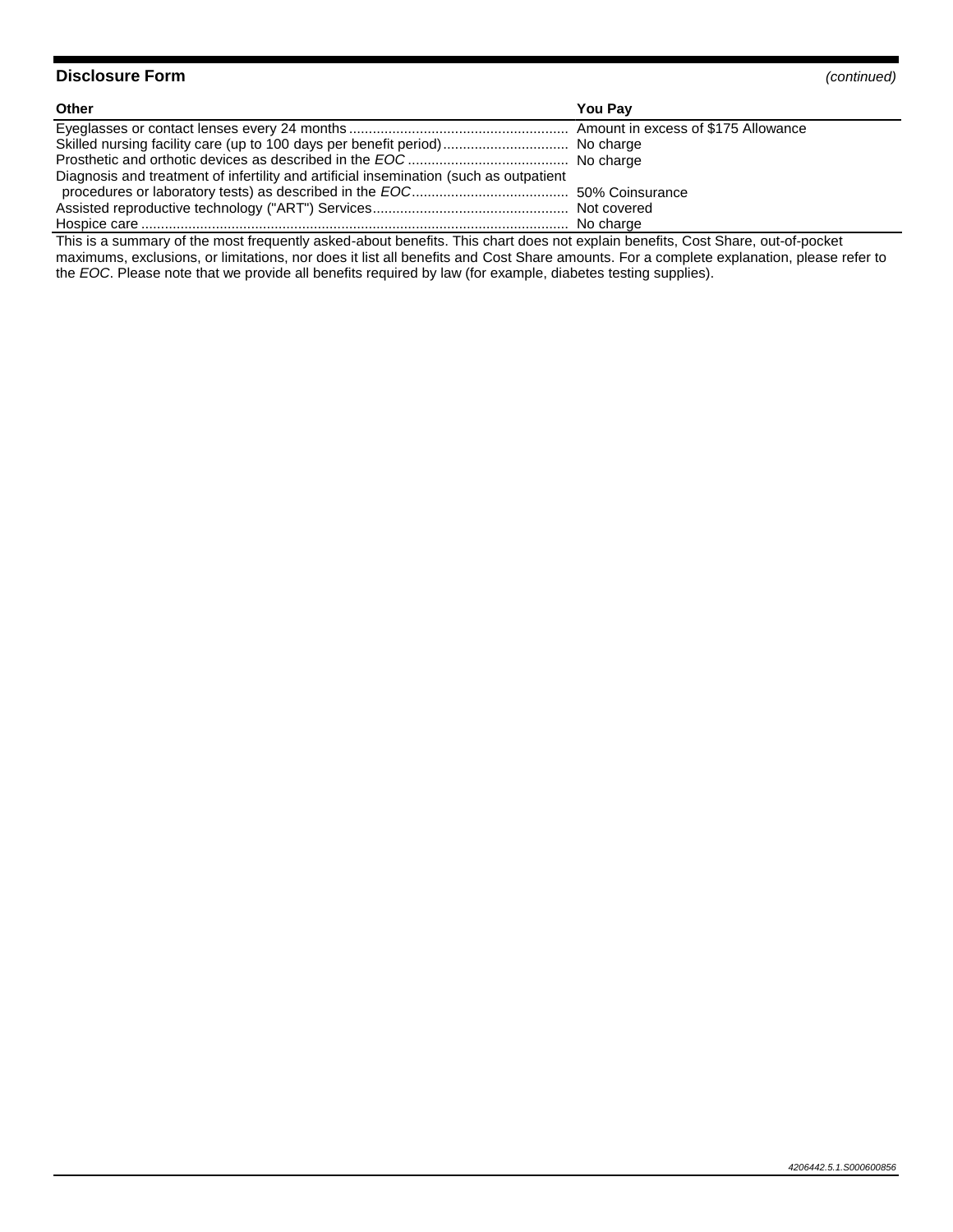## Disclosure Form *(continued)*

| Other | You Pay |
|---|---|
| Eyeglasses or contact lenses every 24 months | Amount in excess of $175 Allowance |
| Skilled nursing facility care (up to 100 days per benefit period) | No charge |
| Prosthetic and orthotic devices as described in the *EOC* | No charge |
| Diagnosis and treatment of infertility and artificial insemination (such as outpatient procedures or laboratory tests) as described in the *EOC* | 50% Coinsurance |
| Assisted reproductive technology ("ART") Services | Not covered |
| Hospice care | No charge |

This is a summary of the most frequently asked-about benefits. This chart does not explain benefits, Cost Share, out-of-pocket maximums, exclusions, or limitations, nor does it list all benefits and Cost Share amounts. For a complete explanation, please refer to the *EOC*. Please note that we provide all benefits required by law (for example, diabetes testing supplies).

*4206442.5.1.S000600856*